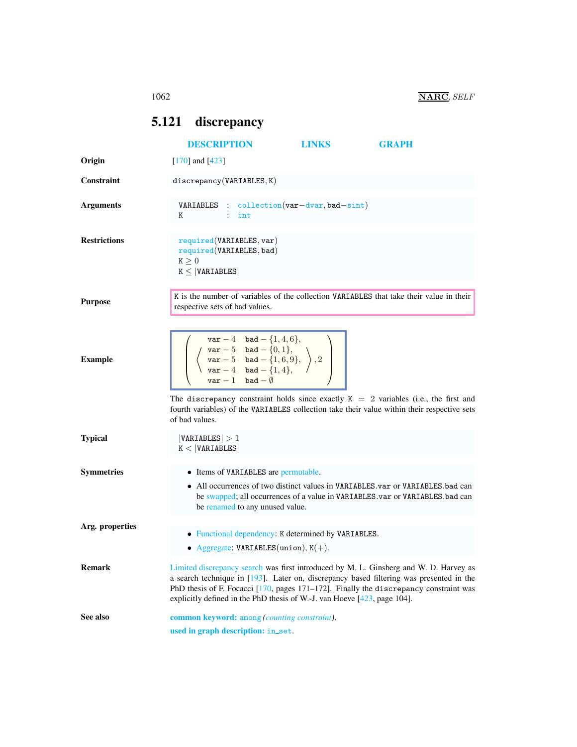## 5.121 discrepancy

DESCRIPTION LINKS GRAPH

**Origin**

[170] and [423]

**Constraint**

discrepancy(VARIABLES, K)

**Arguments**

VARIABLES : collection(var−dvar, bad−sint)
K : int

**Restrictions**

required(VARIABLES, var)
required(VARIABLES, bad)
$K \geq 0$
$K \leq |VARIABLES|$

**Purpose**

K is the number of variables of the collection VARIABLES that take their value in their respective sets of bad values.

**Example**

$$\left(\left\langle \begin{array}{ll} \text{var}-4 & \text{bad}-\{1,4,6\}, \\ \text{var}-5 & \text{bad}-\{0,1\}, \\ \text{var}-5 & \text{bad}-\{1,6,9\}, \\ \text{var}-4 & \text{bad}-\{1,4\}, \\ \text{var}-1 & \text{bad}-\emptyset \end{array} \right\rangle, 2\right)$$

The discrepancy constraint holds since exactly $K = 2$ variables (i.e., the first and fourth variables) of the VARIABLES collection take their value within their respective sets of bad values.

**Typical**

$|VARIABLES| > 1$
$K < |VARIABLES|$

**Symmetries**

- Items of VARIABLES are permutable.
- All occurrences of two distinct values in VARIABLES.var or VARIABLES.bad can be swapped; all occurrences of a value in VARIABLES.var or VARIABLES.bad can be renamed to any unused value.

**Arg. properties**

- Functional dependency: K determined by VARIABLES.
- Aggregate: VARIABLES(union), K(+).

**Remark**

Limited discrepancy search was first introduced by M. L. Ginsberg and W. D. Harvey as a search technique in [193]. Later on, discrepancy based filtering was presented in the PhD thesis of F. Focacci [170, pages 171–172]. Finally the discrepancy constraint was explicitly defined in the PhD thesis of W.-J. van Hoeve [423, page 104].

**See also**

**common keyword:** among *(counting constraint)*.

**used in graph description:** in_set.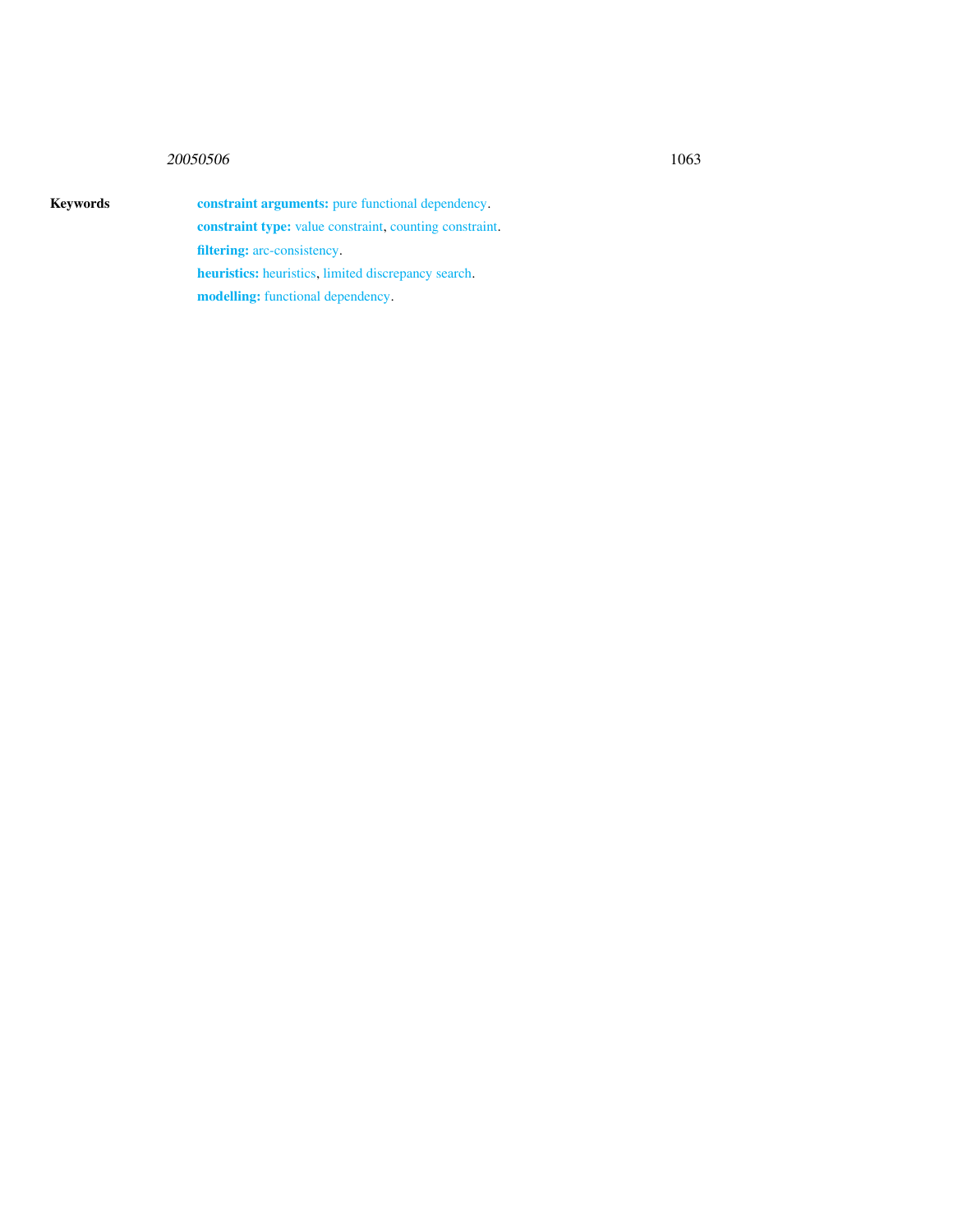**Keywords**

**constraint arguments:** pure functional dependency.

**constraint type:** value constraint, counting constraint.

**filtering:** arc-consistency.

**heuristics:** heuristics, limited discrepancy search.

**modelling:** functional dependency.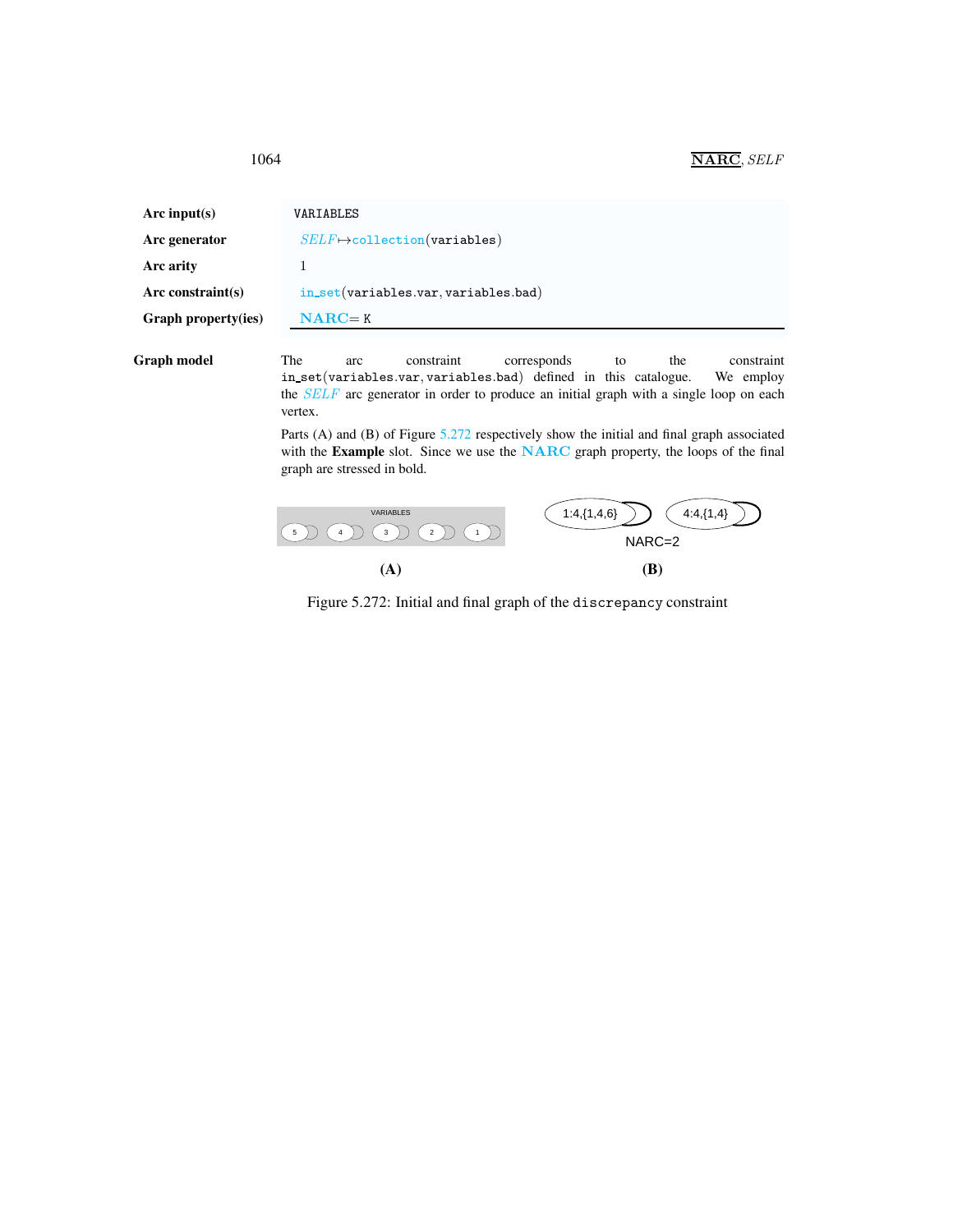| | |
|---|---|
| **Arc input(s)** | VARIABLES |
| **Arc generator** | *SELF* ↦ collection(variables) |
| **Arc arity** | 1 |
| **Arc constraint(s)** | in_set(variables.var, variables.bad) |
| **Graph property(ies)** | **NARC** = K |

**Graph model** The arc constraint corresponds to the constraint in_set(variables.var, variables.bad) defined in this catalogue. We employ the *SELF* arc generator in order to produce an initial graph with a single loop on each vertex.

Parts (A) and (B) of Figure 5.272 respectively show the initial and final graph associated with the **Example** slot. Since we use the **NARC** graph property, the loops of the final graph are stressed in bold.

Figure 5.272: Initial and final graph of the discrepancy constraint